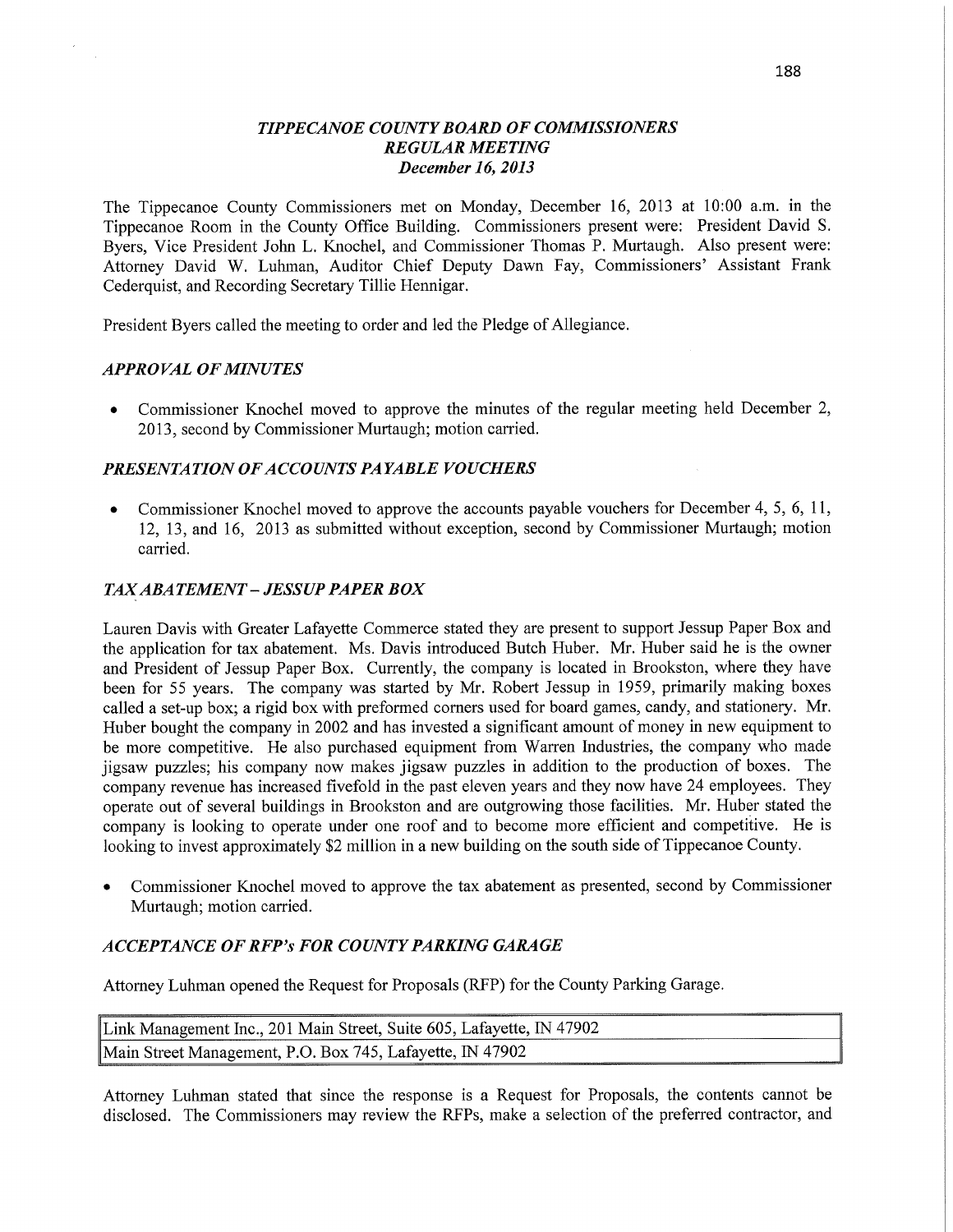# *TIPPECANOE COUNTY BOARD OF COMMISSIONERS*
## *REGULAR MEETING*
### *December 16, 2013*

The Tippecanoe County Commissioners met on Monday, December 16, 2013 at 10:00 a.m. in the Tippecanoe Room in the County Office Building. Commissioners present were: President David S. Byers, Vice President John L. Knochel, and Commissioner Thomas P. Murtaugh. Also present were: Attorney David W. Luhman, Auditor Chief Deputy Dawn Fay, Commissioners' Assistant Frank Cederquist, and Recording Secretary Tillie Hennigar.

President Byers called the meeting to order and led the Pledge of Allegiance.

### *APPROVAL OF MINUTES*

- Commissioner Knochel moved to approve the minutes of the regular meeting held December 2, 2013, second by Commissioner Murtaugh; motion carried.

### *PRESENTATION OF ACCOUNTS PAYABLE VOUCHERS*

- Commissioner Knochel moved to approve the accounts payable vouchers for December 4, 5, 6, 11, 12, 13, and 16, 2013 as submitted without exception, second by Commissioner Murtaugh; motion carried.

### *TAX ABATEMENT – JESSUP PAPER BOX*

Lauren Davis with Greater Lafayette Commerce stated they are present to support Jessup Paper Box and the application for tax abatement. Ms. Davis introduced Butch Huber. Mr. Huber said he is the owner and President of Jessup Paper Box. Currently, the company is located in Brookston, where they have been for 55 years. The company was started by Mr. Robert Jessup in 1959, primarily making boxes called a set-up box; a rigid box with preformed corners used for board games, candy, and stationery. Mr. Huber bought the company in 2002 and has invested a significant amount of money in new equipment to be more competitive. He also purchased equipment from Warren Industries, the company who made jigsaw puzzles; his company now makes jigsaw puzzles in addition to the production of boxes. The company revenue has increased fivefold in the past eleven years and they now have 24 employees. They operate out of several buildings in Brookston and are outgrowing those facilities. Mr. Huber stated the company is looking to operate under one roof and to become more efficient and competitive. He is looking to invest approximately $2 million in a new building on the south side of Tippecanoe County.

- Commissioner Knochel moved to approve the tax abatement as presented, second by Commissioner Murtaugh; motion carried.

### *ACCEPTANCE OF RFP's FOR COUNTY PARKING GARAGE*

Attorney Luhman opened the Request for Proposals (RFP) for the County Parking Garage.

| |
|---|
| Link Management Inc., 201 Main Street, Suite 605, Lafayette, IN 47902 |
| Main Street Management, P.O. Box 745, Lafayette, IN 47902 |

Attorney Luhman stated that since the response is a Request for Proposals, the contents cannot be disclosed. The Commissioners may review the RFPs, make a selection of the preferred contractor, and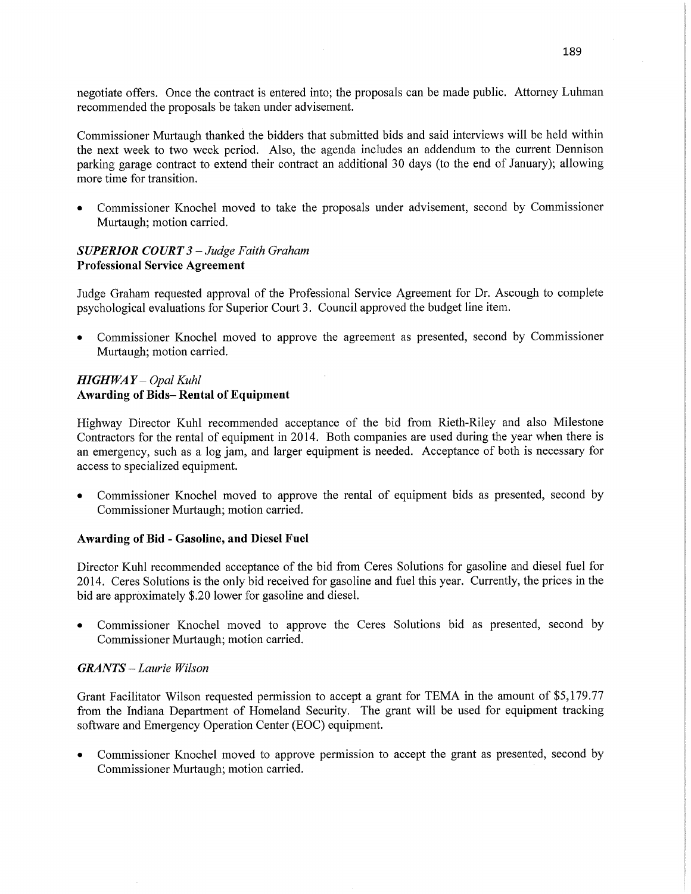negotiate offers. Once the contract is entered into; the proposals can be made public. Attorney Luhman recommended the proposals be taken under advisement.

Commissioner Murtaugh thanked the bidders that submitted bids and said interviews will be held within the next week to two week period. Also, the agenda includes an addendum to the current Dennison parking garage contract to extend their contract an additional 30 days (to the end of January); allowing more time for transition.

- Commissioner Knochel moved to take the proposals under advisement, second by Commissioner Murtaugh; motion carried.

### *SUPERIOR COURT 3 – Judge Faith Graham*
**Professional Service Agreement**

Judge Graham requested approval of the Professional Service Agreement for Dr. Ascough to complete psychological evaluations for Superior Court 3. Council approved the budget line item.

- Commissioner Knochel moved to approve the agreement as presented, second by Commissioner Murtaugh; motion carried.

### *HIGHWAY – Opal Kuhl*
**Awarding of Bids– Rental of Equipment**

Highway Director Kuhl recommended acceptance of the bid from Rieth-Riley and also Milestone Contractors for the rental of equipment in 2014. Both companies are used during the year when there is an emergency, such as a log jam, and larger equipment is needed. Acceptance of both is necessary for access to specialized equipment.

- Commissioner Knochel moved to approve the rental of equipment bids as presented, second by Commissioner Murtaugh; motion carried.

**Awarding of Bid - Gasoline, and Diesel Fuel**

Director Kuhl recommended acceptance of the bid from Ceres Solutions for gasoline and diesel fuel for 2014. Ceres Solutions is the only bid received for gasoline and fuel this year. Currently, the prices in the bid are approximately $.20 lower for gasoline and diesel.

- Commissioner Knochel moved to approve the Ceres Solutions bid as presented, second by Commissioner Murtaugh; motion carried.

### *GRANTS – Laurie Wilson*

Grant Facilitator Wilson requested permission to accept a grant for TEMA in the amount of $5,179.77 from the Indiana Department of Homeland Security. The grant will be used for equipment tracking software and Emergency Operation Center (EOC) equipment.

- Commissioner Knochel moved to approve permission to accept the grant as presented, second by Commissioner Murtaugh; motion carried.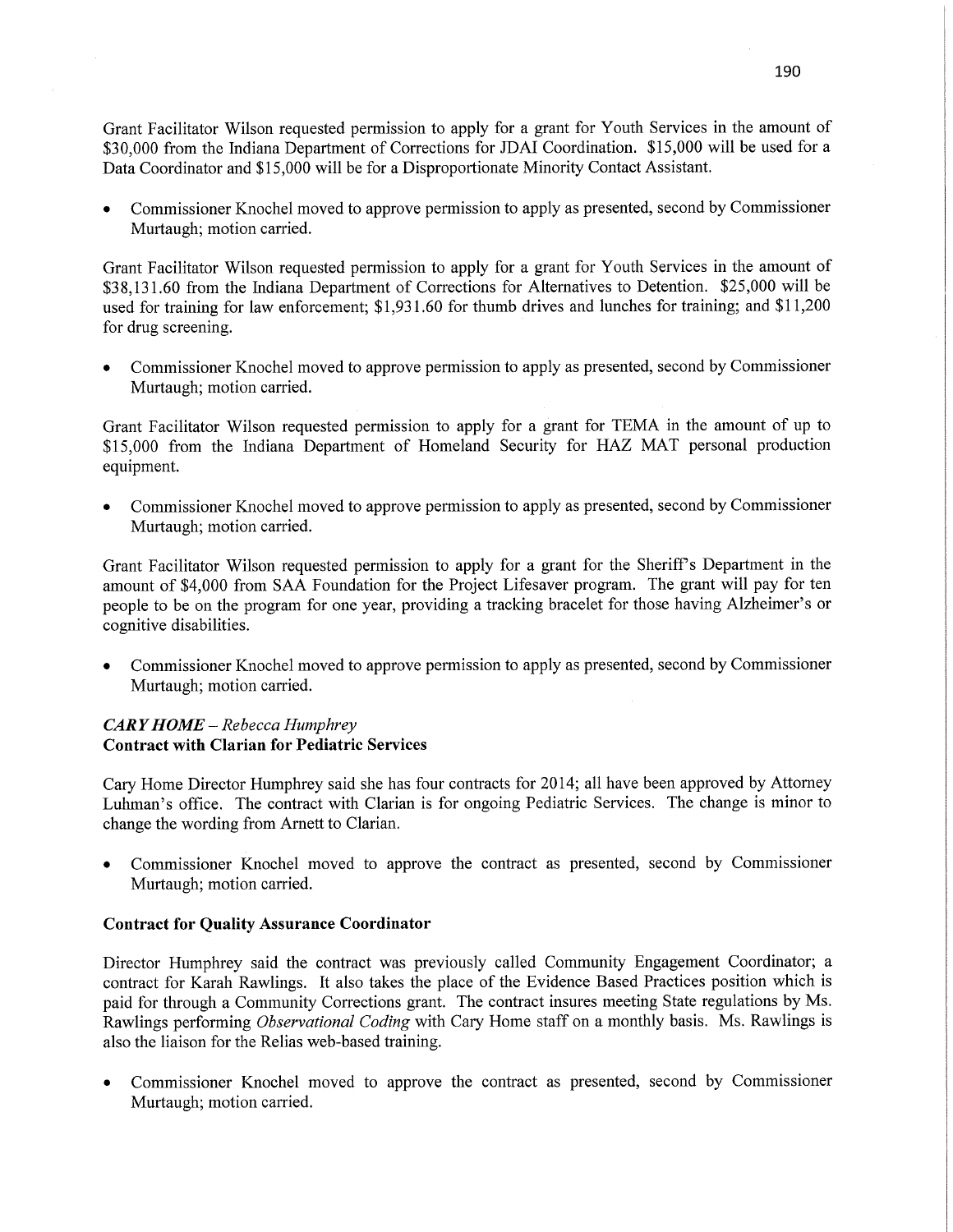Grant Facilitator Wilson requested permission to apply for a grant for Youth Services in the amount of $30,000 from the Indiana Department of Corrections for JDAI Coordination. $15,000 will be used for a Data Coordinator and $15,000 will be for a Disproportionate Minority Contact Assistant.

- Commissioner Knochel moved to approve permission to apply as presented, second by Commissioner Murtaugh; motion carried.

Grant Facilitator Wilson requested permission to apply for a grant for Youth Services in the amount of $38,131.60 from the Indiana Department of Corrections for Alternatives to Detention. $25,000 will be used for training for law enforcement; $1,931.60 for thumb drives and lunches for training; and $11,200 for drug screening.

- Commissioner Knochel moved to approve permission to apply as presented, second by Commissioner Murtaugh; motion carried.

Grant Facilitator Wilson requested permission to apply for a grant for TEMA in the amount of up to $15,000 from the Indiana Department of Homeland Security for HAZ MAT personal production equipment.

- Commissioner Knochel moved to approve permission to apply as presented, second by Commissioner Murtaugh; motion carried.

Grant Facilitator Wilson requested permission to apply for a grant for the Sheriff's Department in the amount of $4,000 from SAA Foundation for the Project Lifesaver program. The grant will pay for ten people to be on the program for one year, providing a tracking bracelet for those having Alzheimer's or cognitive disabilities.

- Commissioner Knochel moved to approve permission to apply as presented, second by Commissioner Murtaugh; motion carried.

***CARY HOME** – Rebecca Humphrey*

**Contract with Clarian for Pediatric Services**

Cary Home Director Humphrey said she has four contracts for 2014; all have been approved by Attorney Luhman's office. The contract with Clarian is for ongoing Pediatric Services. The change is minor to change the wording from Arnett to Clarian.

- Commissioner Knochel moved to approve the contract as presented, second by Commissioner Murtaugh; motion carried.

**Contract for Quality Assurance Coordinator**

Director Humphrey said the contract was previously called Community Engagement Coordinator; a contract for Karah Rawlings. It also takes the place of the Evidence Based Practices position which is paid for through a Community Corrections grant. The contract insures meeting State regulations by Ms. Rawlings performing *Observational Coding* with Cary Home staff on a monthly basis. Ms. Rawlings is also the liaison for the Relias web-based training.

- Commissioner Knochel moved to approve the contract as presented, second by Commissioner Murtaugh; motion carried.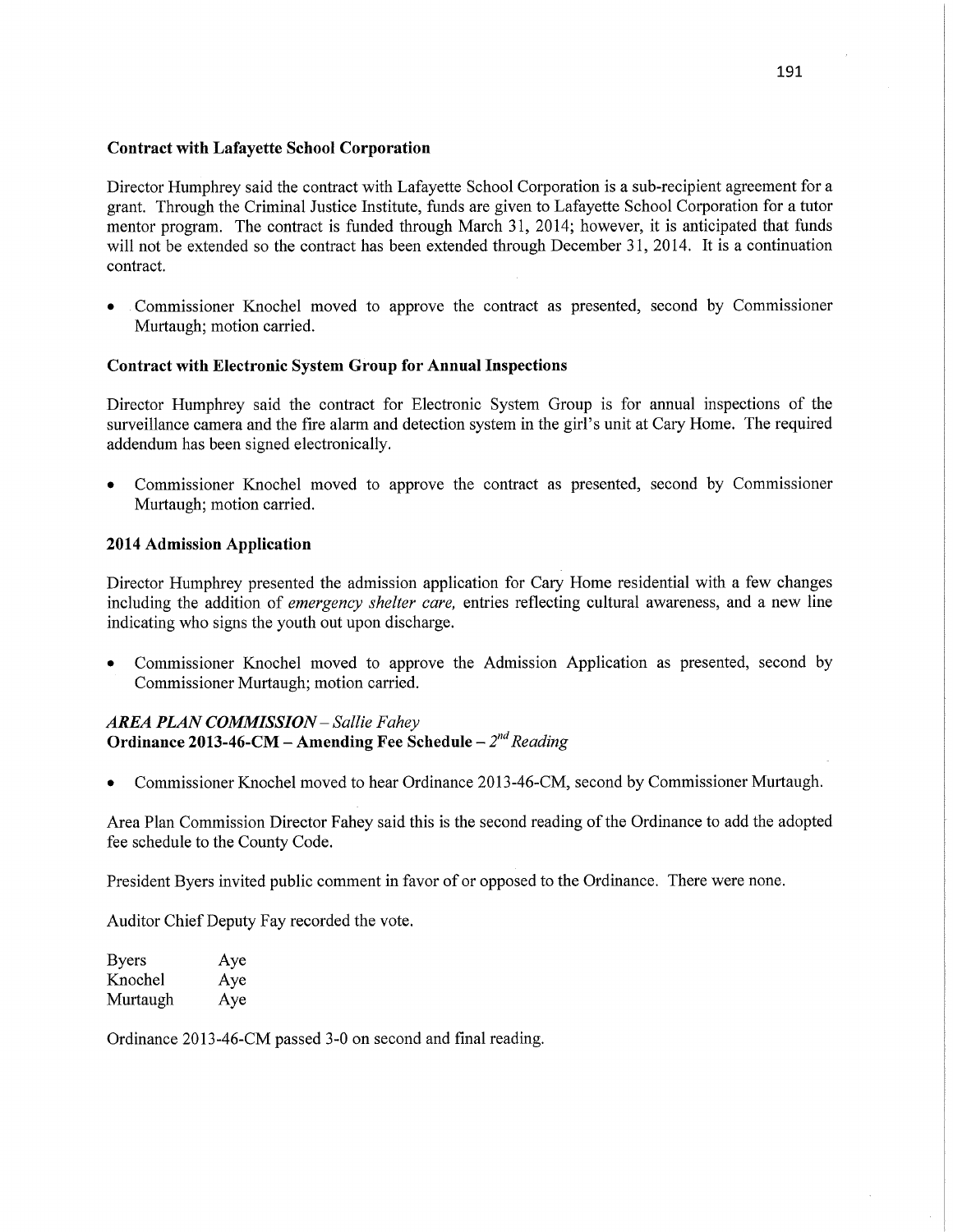**Contract with Lafayette School Corporation**

Director Humphrey said the contract with Lafayette School Corporation is a sub-recipient agreement for a grant. Through the Criminal Justice Institute, funds are given to Lafayette School Corporation for a tutor mentor program. The contract is funded through March 31, 2014; however, it is anticipated that funds will not be extended so the contract has been extended through December 31, 2014. It is a continuation contract.

- Commissioner Knochel moved to approve the contract as presented, second by Commissioner Murtaugh; motion carried.

**Contract with Electronic System Group for Annual Inspections**

Director Humphrey said the contract for Electronic System Group is for annual inspections of the surveillance camera and the fire alarm and detection system in the girl's unit at Cary Home. The required addendum has been signed electronically.

- Commissioner Knochel moved to approve the contract as presented, second by Commissioner Murtaugh; motion carried.

**2014 Admission Application**

Director Humphrey presented the admission application for Cary Home residential with a few changes including the addition of *emergency shelter care,* entries reflecting cultural awareness, and a new line indicating who signs the youth out upon discharge.

- Commissioner Knochel moved to approve the Admission Application as presented, second by Commissioner Murtaugh; motion carried.

***AREA PLAN COMMISSION** – Sallie Fahey*
**Ordinance 2013-46-CM – Amending Fee Schedule –** *2nd Reading*

- Commissioner Knochel moved to hear Ordinance 2013-46-CM, second by Commissioner Murtaugh.

Area Plan Commission Director Fahey said this is the second reading of the Ordinance to add the adopted fee schedule to the County Code.

President Byers invited public comment in favor of or opposed to the Ordinance. There were none.

Auditor Chief Deputy Fay recorded the vote.

| | |
|---|---|
| Byers | Aye |
| Knochel | Aye |
| Murtaugh | Aye |

Ordinance 2013-46-CM passed 3-0 on second and final reading.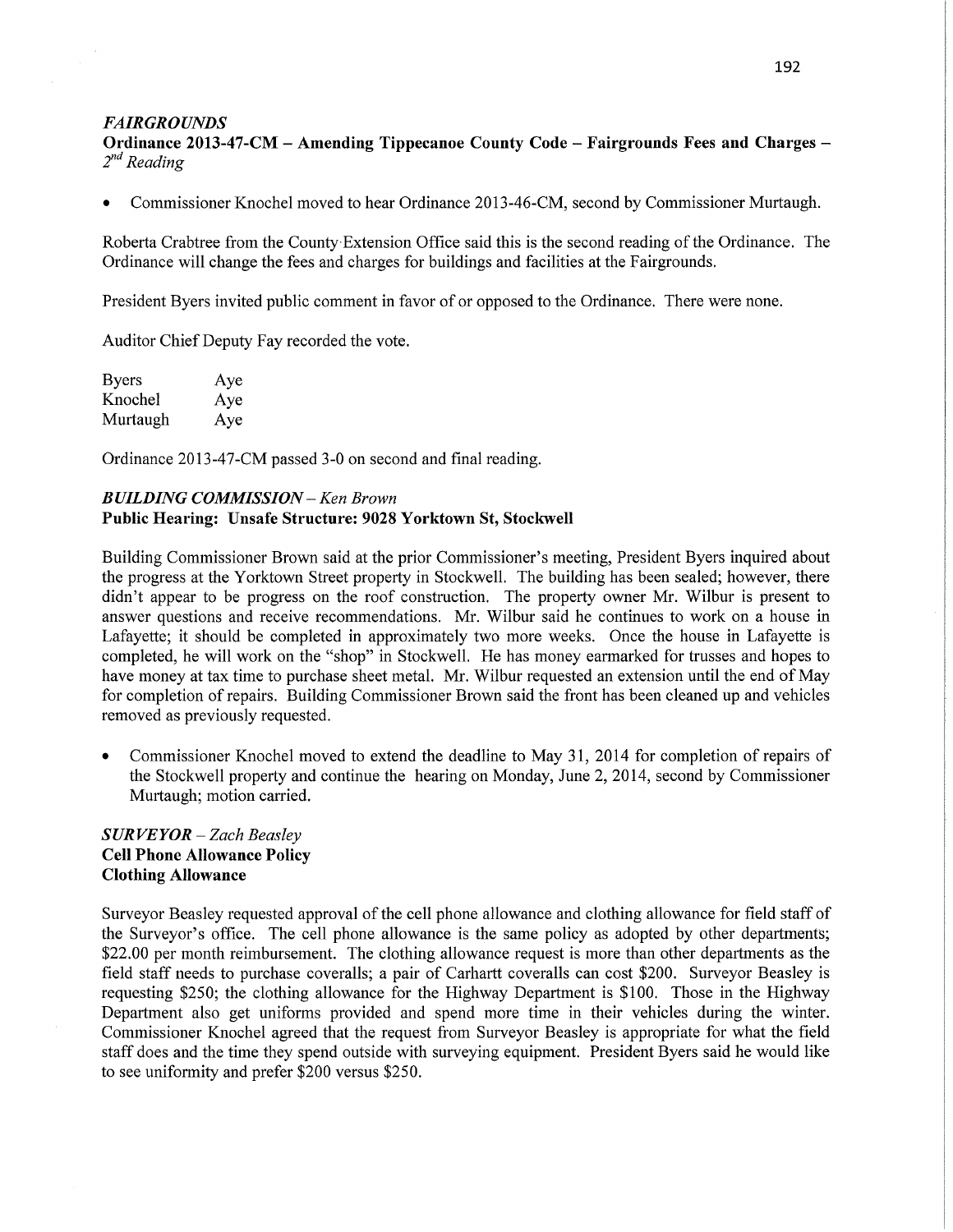### *FAIRGROUNDS*

**Ordinance 2013-47-CM – Amending Tippecanoe County Code – Fairgrounds Fees and Charges – *2nd Reading***

- Commissioner Knochel moved to hear Ordinance 2013-46-CM, second by Commissioner Murtaugh.

Roberta Crabtree from the County Extension Office said this is the second reading of the Ordinance. The Ordinance will change the fees and charges for buildings and facilities at the Fairgrounds.

President Byers invited public comment in favor of or opposed to the Ordinance. There were none.

Auditor Chief Deputy Fay recorded the vote.

| | |
|---|---|
| Byers | Aye |
| Knochel | Aye |
| Murtaugh | Aye |

Ordinance 2013-47-CM passed 3-0 on second and final reading.

### *BUILDING COMMISSION – Ken Brown*

**Public Hearing: Unsafe Structure: 9028 Yorktown St, Stockwell**

Building Commissioner Brown said at the prior Commissioner's meeting, President Byers inquired about the progress at the Yorktown Street property in Stockwell. The building has been sealed; however, there didn't appear to be progress on the roof construction. The property owner Mr. Wilbur is present to answer questions and receive recommendations. Mr. Wilbur said he continues to work on a house in Lafayette; it should be completed in approximately two more weeks. Once the house in Lafayette is completed, he will work on the "shop" in Stockwell. He has money earmarked for trusses and hopes to have money at tax time to purchase sheet metal. Mr. Wilbur requested an extension until the end of May for completion of repairs. Building Commissioner Brown said the front has been cleaned up and vehicles removed as previously requested.

- Commissioner Knochel moved to extend the deadline to May 31, 2014 for completion of repairs of the Stockwell property and continue the hearing on Monday, June 2, 2014, second by Commissioner Murtaugh; motion carried.

### *SURVEYOR – Zach Beasley*

**Cell Phone Allowance Policy**
**Clothing Allowance**

Surveyor Beasley requested approval of the cell phone allowance and clothing allowance for field staff of the Surveyor's office. The cell phone allowance is the same policy as adopted by other departments; $22.00 per month reimbursement. The clothing allowance request is more than other departments as the field staff needs to purchase coveralls; a pair of Carhartt coveralls can cost $200. Surveyor Beasley is requesting $250; the clothing allowance for the Highway Department is $100. Those in the Highway Department also get uniforms provided and spend more time in their vehicles during the winter. Commissioner Knochel agreed that the request from Surveyor Beasley is appropriate for what the field staff does and the time they spend outside with surveying equipment. President Byers said he would like to see uniformity and prefer $200 versus $250.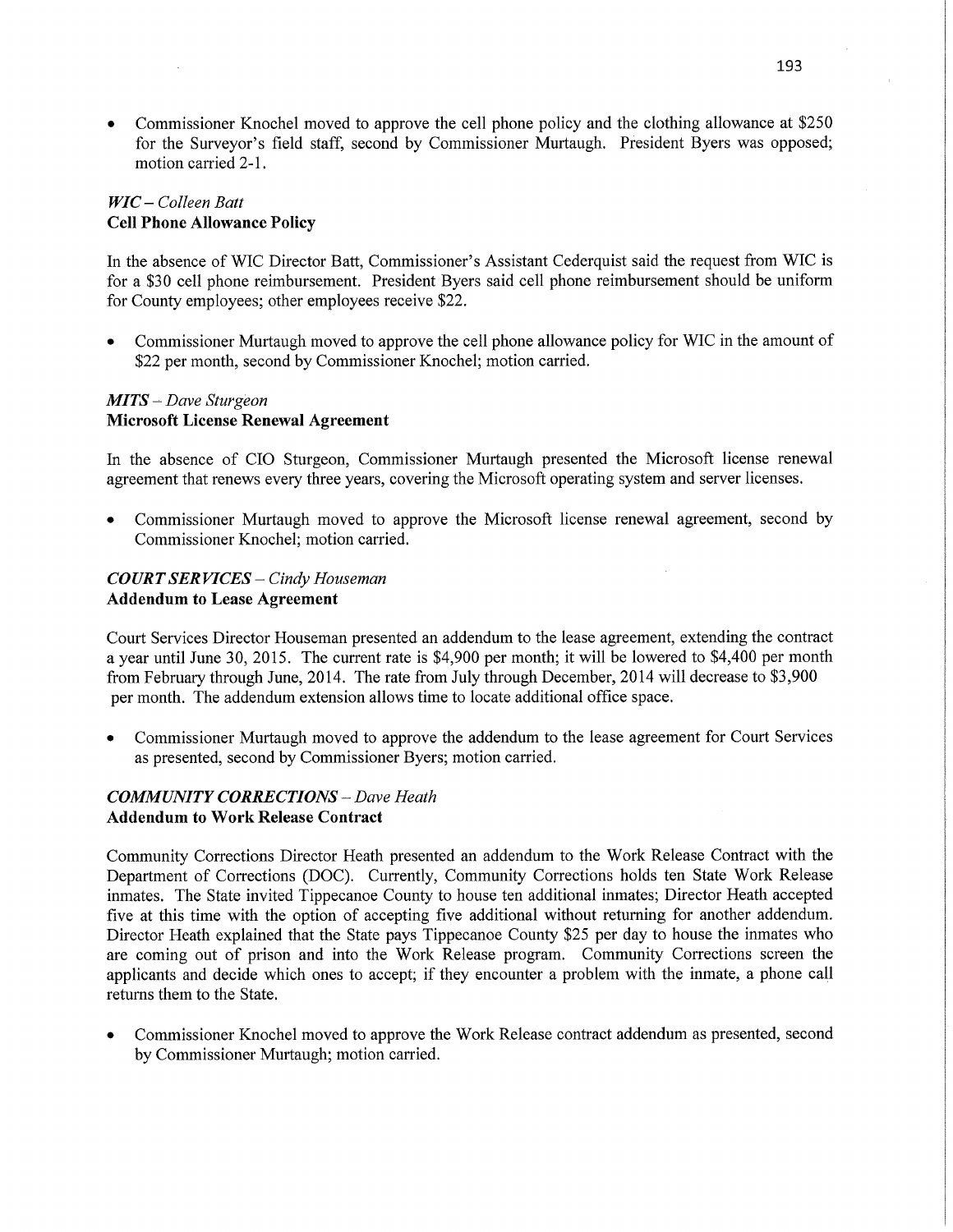- Commissioner Knochel moved to approve the cell phone policy and the clothing allowance at $250 for the Surveyor's field staff, second by Commissioner Murtaugh. President Byers was opposed; motion carried 2-1.

***WIC** – Colleen Batt*
**Cell Phone Allowance Policy**

In the absence of WIC Director Batt, Commissioner's Assistant Cederquist said the request from WIC is for a $30 cell phone reimbursement. President Byers said cell phone reimbursement should be uniform for County employees; other employees receive $22.

- Commissioner Murtaugh moved to approve the cell phone allowance policy for WIC in the amount of $22 per month, second by Commissioner Knochel; motion carried.

***MITS** – Dave Sturgeon*
**Microsoft License Renewal Agreement**

In the absence of CIO Sturgeon, Commissioner Murtaugh presented the Microsoft license renewal agreement that renews every three years, covering the Microsoft operating system and server licenses.

- Commissioner Murtaugh moved to approve the Microsoft license renewal agreement, second by Commissioner Knochel; motion carried.

***COURT SERVICES** – Cindy Houseman*
**Addendum to Lease Agreement**

Court Services Director Houseman presented an addendum to the lease agreement, extending the contract a year until June 30, 2015. The current rate is $4,900 per month; it will be lowered to $4,400 per month from February through June, 2014. The rate from July through December, 2014 will decrease to $3,900 per month. The addendum extension allows time to locate additional office space.

- Commissioner Murtaugh moved to approve the addendum to the lease agreement for Court Services as presented, second by Commissioner Byers; motion carried.

***COMMUNITY CORRECTIONS** – Dave Heath*
**Addendum to Work Release Contract**

Community Corrections Director Heath presented an addendum to the Work Release Contract with the Department of Corrections (DOC). Currently, Community Corrections holds ten State Work Release inmates. The State invited Tippecanoe County to house ten additional inmates; Director Heath accepted five at this time with the option of accepting five additional without returning for another addendum. Director Heath explained that the State pays Tippecanoe County $25 per day to house the inmates who are coming out of prison and into the Work Release program. Community Corrections screen the applicants and decide which ones to accept; if they encounter a problem with the inmate, a phone call returns them to the State.

- Commissioner Knochel moved to approve the Work Release contract addendum as presented, second by Commissioner Murtaugh; motion carried.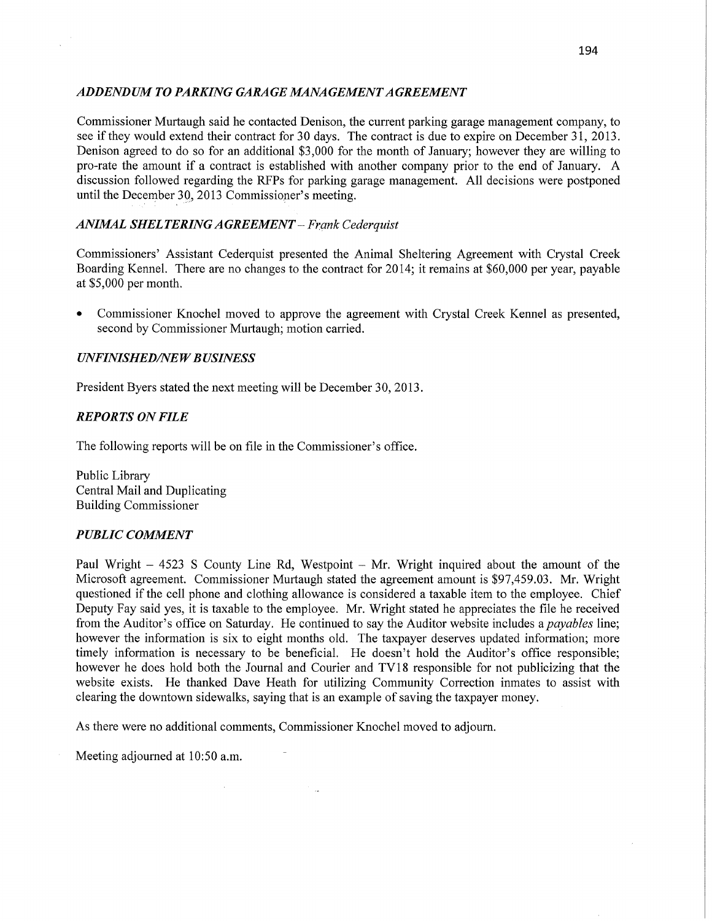### *ADDENDUM TO PARKING GARAGE MANAGEMENT AGREEMENT*

Commissioner Murtaugh said he contacted Denison, the current parking garage management company, to see if they would extend their contract for 30 days. The contract is due to expire on December 31, 2013. Denison agreed to do so for an additional $3,000 for the month of January; however they are willing to pro-rate the amount if a contract is established with another company prior to the end of January. A discussion followed regarding the RFPs for parking garage management. All decisions were postponed until the December 30, 2013 Commissioner's meeting.

### *ANIMAL SHELTERING AGREEMENT – Frank Cederquist*

Commissioners' Assistant Cederquist presented the Animal Sheltering Agreement with Crystal Creek Boarding Kennel. There are no changes to the contract for 2014; it remains at $60,000 per year, payable at $5,000 per month.

- Commissioner Knochel moved to approve the agreement with Crystal Creek Kennel as presented, second by Commissioner Murtaugh; motion carried.

### *UNFINISHED/NEW BUSINESS*

President Byers stated the next meeting will be December 30, 2013.

### *REPORTS ON FILE*

The following reports will be on file in the Commissioner's office.

Public Library
Central Mail and Duplicating
Building Commissioner

### *PUBLIC COMMENT*

Paul Wright – 4523 S County Line Rd, Westpoint – Mr. Wright inquired about the amount of the Microsoft agreement. Commissioner Murtaugh stated the agreement amount is $97,459.03. Mr. Wright questioned if the cell phone and clothing allowance is considered a taxable item to the employee. Chief Deputy Fay said yes, it is taxable to the employee. Mr. Wright stated he appreciates the file he received from the Auditor's office on Saturday. He continued to say the Auditor website includes a *payables* line; however the information is six to eight months old. The taxpayer deserves updated information; more timely information is necessary to be beneficial. He doesn't hold the Auditor's office responsible; however he does hold both the Journal and Courier and TV18 responsible for not publicizing that the website exists. He thanked Dave Heath for utilizing Community Correction inmates to assist with clearing the downtown sidewalks, saying that is an example of saving the taxpayer money.

As there were no additional comments, Commissioner Knochel moved to adjourn.

Meeting adjourned at 10:50 a.m.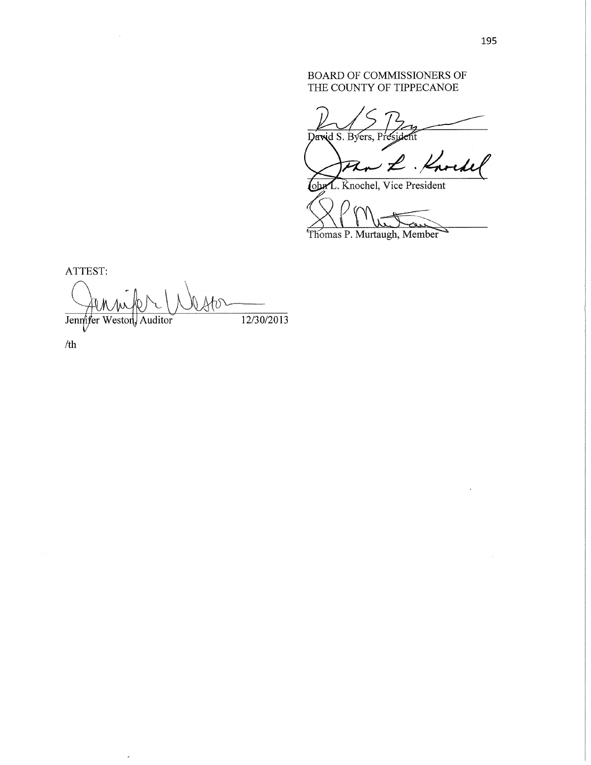BOARD OF COMMISSIONERS OF
THE COUNTY OF TIPPECANOE

David S. Byers, President

John L. Knochel, Vice President

Thomas P. Murtaugh, Member

ATTEST:

Jennifer Weston, Auditor 12/30/2013

/th